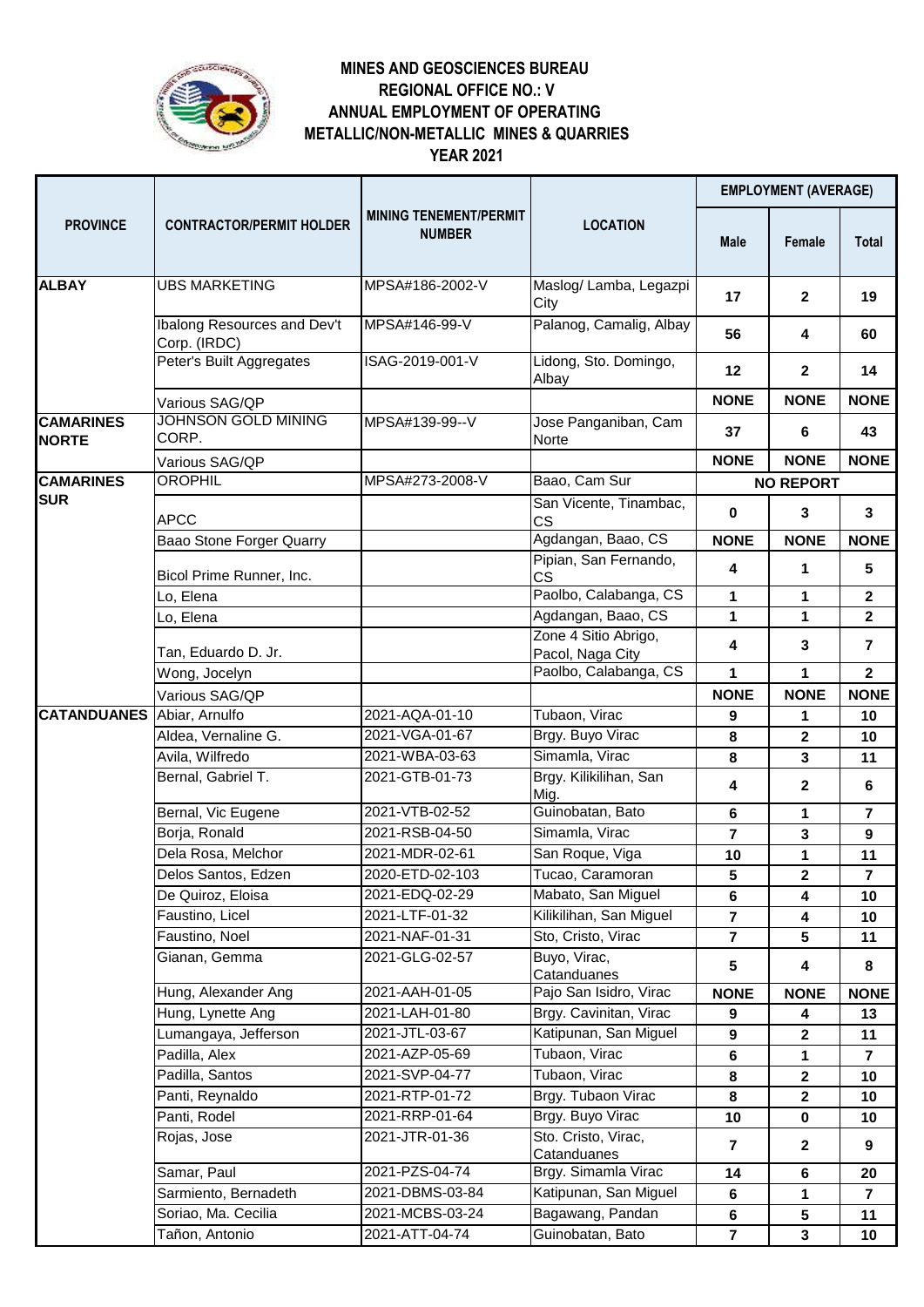# MINES AND GEOSCIENCES BUREAU
## REGIONAL OFFICE NO.: V
## ANNUAL EMPLOYMENT OF OPERATING METALLIC/NON-METALLIC MINES & QUARRIES
## YEAR 2021

| PROVINCE | CONTRACTOR/PERMIT HOLDER | MINING TENEMENT/PERMIT NUMBER | LOCATION | EMPLOYMENT (AVERAGE) | | |
|---|---|---|---|---|---|---|
| | | | | Male | Female | Total |
| ALBAY | UBS MARKETING | MPSA#186-2002-V | Maslog/ Lamba, Legazpi City | 17 | 2 | 19 |
| | Ibalong Resources and Dev't Corp. (IRDC) | MPSA#146-99-V | Palanog, Camalig, Albay | 56 | 4 | 60 |
| | Peter's Built Aggregates | ISAG-2019-001-V | Lidong, Sto. Domingo, Albay | 12 | 2 | 14 |
| | Various SAG/QP | | | NONE | NONE | NONE |
| CAMARINES NORTE | JOHNSON GOLD MINING CORP. | MPSA#139-99--V | Jose Panganiban, Cam Norte | 37 | 6 | 43 |
| | Various SAG/QP | | | NONE | NONE | NONE |
| CAMARINES SUR | OROPHIL | MPSA#273-2008-V | Baao, Cam Sur | NO REPORT | | |
| | APCC | | San Vicente, Tinambac, CS | 0 | 3 | 3 |
| | Baao Stone Forger Quarry | | Agdangan, Baao, CS | NONE | NONE | NONE |
| | Bicol Prime Runner, Inc. | | Pipian, San Fernando, CS | 4 | 1 | 5 |
| | Lo, Elena | | Paolbo, Calabanga, CS | 1 | 1 | 2 |
| | Lo, Elena | | Agdangan, Baao, CS | 1 | 1 | 2 |
| | Tan, Eduardo D. Jr. | | Zone 4 Sitio Abrigo, Pacol, Naga City | 4 | 3 | 7 |
| | Wong, Jocelyn | | Paolbo, Calabanga, CS | 1 | 1 | 2 |
| | Various SAG/QP | | | NONE | NONE | NONE |
| CATANDUANES | Abiar, Arnulfo | 2021-AQA-01-10 | Tubaon, Virac | 9 | 1 | 10 |
| | Aldea, Vernaline G. | 2021-VGA-01-67 | Brgy. Buyo Virac | 8 | 2 | 10 |
| | Avila, Wilfredo | 2021-WBA-03-63 | Simamla, Virac | 8 | 3 | 11 |
| | Bernal, Gabriel T. | 2021-GTB-01-73 | Brgy. Kilikilihan, San Mig. | 4 | 2 | 6 |
| | Bernal, Vic Eugene | 2021-VTB-02-52 | Guinobatan, Bato | 6 | 1 | 7 |
| | Borja, Ronald | 2021-RSB-04-50 | Simamla, Virac | 7 | 3 | 9 |
| | Dela Rosa, Melchor | 2021-MDR-02-61 | San Roque, Viga | 10 | 1 | 11 |
| | Delos Santos, Edzen | 2020-ETD-02-103 | Tucao, Caramoran | 5 | 2 | 7 |
| | De Quiroz, Eloisa | 2021-EDQ-02-29 | Mabato, San Miguel | 6 | 4 | 10 |
| | Faustino, Licel | 2021-LTF-01-32 | Kilikilihan, San Miguel | 7 | 4 | 10 |
| | Faustino, Noel | 2021-NAF-01-31 | Sto. Cristo, Virac | 7 | 5 | 11 |
| | Gianan, Gemma | 2021-GLG-02-57 | Buyo, Virac, Catanduanes | 5 | 4 | 8 |
| | Hung, Alexander Ang | 2021-AAH-01-05 | Pajo San Isidro, Virac | NONE | NONE | NONE |
| | Hung, Lynette Ang | 2021-LAH-01-80 | Brgy. Cavinitan, Virac | 9 | 4 | 13 |
| | Lumangaya, Jefferson | 2021-JTL-03-67 | Katipunan, San Miguel | 9 | 2 | 11 |
| | Padilla, Alex | 2021-AZP-05-69 | Tubaon, Virac | 6 | 1 | 7 |
| | Padilla, Santos | 2021-SVP-04-77 | Tubaon, Virac | 8 | 2 | 10 |
| | Panti, Reynaldo | 2021-RTP-01-72 | Brgy. Tubaon Virac | 8 | 2 | 10 |
| | Panti, Rodel | 2021-RRP-01-64 | Brgy. Buyo Virac | 10 | 0 | 10 |
| | Rojas, Jose | 2021-JTR-01-36 | Sto. Cristo, Virac, Catanduanes | 7 | 2 | 9 |
| | Samar, Paul | 2021-PZS-04-74 | Brgy. Simamla Virac | 14 | 6 | 20 |
| | Sarmiento, Bernadeth | 2021-DBMS-03-84 | Katipunan, San Miguel | 6 | 1 | 7 |
| | Soriao, Ma. Cecilia | 2021-MCBS-03-24 | Bagawang, Pandan | 6 | 5 | 11 |
| | Tañon, Antonio | 2021-ATT-04-74 | Guinobatan, Bato | 7 | 3 | 10 |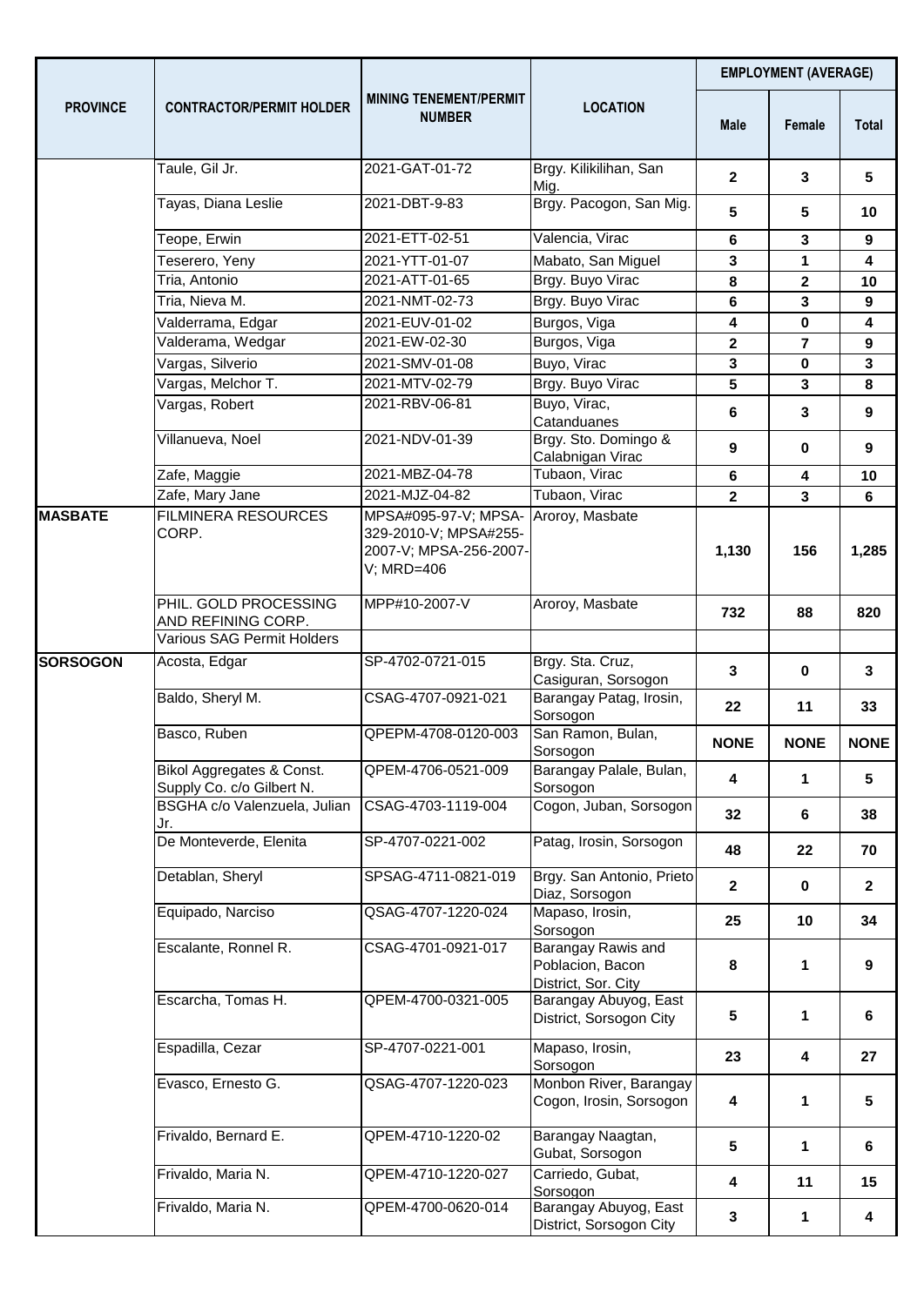| PROVINCE | CONTRACTOR/PERMIT HOLDER | MINING TENEMENT/PERMIT NUMBER | LOCATION | EMPLOYMENT (AVERAGE) | | |
|---|---|---|---|---|---|---|
| | | | | Male | Female | Total |
| | Taule, Gil Jr. | 2021-GAT-01-72 | Brgy. Kilikilihan, San Mig. | 2 | 3 | 5 |
| | Tayas, Diana Leslie | 2021-DBT-9-83 | Brgy. Pacogon, San Mig. | 5 | 5 | 10 |
| | Teope, Erwin | 2021-ETT-02-51 | Valencia, Virac | 6 | 3 | 9 |
| | Teserero, Yeny | 2021-YTT-01-07 | Mabato, San Miguel | 3 | 1 | 4 |
| | Tria, Antonio | 2021-ATT-01-65 | Brgy. Buyo Virac | 8 | 2 | 10 |
| | Tria, Nieva M. | 2021-NMT-02-73 | Brgy. Buyo Virac | 6 | 3 | 9 |
| | Valderrama, Edgar | 2021-EUV-01-02 | Burgos, Viga | 4 | 0 | 4 |
| | Valderama, Wedgar | 2021-EW-02-30 | Burgos, Viga | 2 | 7 | 9 |
| | Vargas, Silverio | 2021-SMV-01-08 | Buyo, Virac | 3 | 0 | 3 |
| | Vargas, Melchor T. | 2021-MTV-02-79 | Brgy. Buyo Virac | 5 | 3 | 8 |
| | Vargas, Robert | 2021-RBV-06-81 | Buyo, Virac, Catanduanes | 6 | 3 | 9 |
| | Villanueva, Noel | 2021-NDV-01-39 | Brgy. Sto. Domingo & Calabnigan Virac | 9 | 0 | 9 |
| | Zafe, Maggie | 2021-MBZ-04-78 | Tubaon, Virac | 6 | 4 | 10 |
| | Zafe, Mary Jane | 2021-MJZ-04-82 | Tubaon, Virac | 2 | 3 | 6 |
| **MASBATE** | FILMINERA RESOURCES CORP. | MPSA#095-97-V; MPSA-329-2010-V; MPSA#255-2007-V; MPSA-256-2007-V; MRD=406 | Aroroy, Masbate | 1,130 | 156 | 1,285 |
| | PHIL. GOLD PROCESSING AND REFINING CORP. | MPP#10-2007-V | Aroroy, Masbate | 732 | 88 | 820 |
| | Various SAG Permit Holders | | | | | |
| **SORSOGON** | Acosta, Edgar | SP-4702-0721-015 | Brgy. Sta. Cruz, Casiguran, Sorsogon | 3 | 0 | 3 |
| | Baldo, Sheryl M. | CSAG-4707-0921-021 | Barangay Patag, Irosin, Sorsogon | 22 | 11 | 33 |
| | Basco, Ruben | QPEPM-4708-0120-003 | San Ramon, Bulan, Sorsogon | NONE | NONE | NONE |
| | Bikol Aggregates & Const. Supply Co. c/o Gilbert N. | QPEM-4706-0521-009 | Barangay Palale, Bulan, Sorsogon | 4 | 1 | 5 |
| | BSGHA c/o Valenzuela, Julian Jr. | CSAG-4703-1119-004 | Cogon, Juban, Sorsogon | 32 | 6 | 38 |
| | De Monteverde, Elenita | SP-4707-0221-002 | Patag, Irosin, Sorsogon | 48 | 22 | 70 |
| | Detablan, Sheryl | SPSAG-4711-0821-019 | Brgy. San Antonio, Prieto Diaz, Sorsogon | 2 | 0 | 2 |
| | Equipado, Narciso | QSAG-4707-1220-024 | Mapaso, Irosin, Sorsogon | 25 | 10 | 34 |
| | Escalante, Ronnel R. | CSAG-4701-0921-017 | Barangay Rawis and Poblacion, Bacon District, Sor. City | 8 | 1 | 9 |
| | Escarcha, Tomas H. | QPEM-4700-0321-005 | Barangay Abuyog, East District, Sorsogon City | 5 | 1 | 6 |
| | Espadilla, Cezar | SP-4707-0221-001 | Mapaso, Irosin, Sorsogon | 23 | 4 | 27 |
| | Evasco, Ernesto G. | QSAG-4707-1220-023 | Monbon River, Barangay Cogon, Irosin, Sorsogon | 4 | 1 | 5 |
| | Frivaldo, Bernard E. | QPEM-4710-1220-02 | Barangay Naagtan, Gubat, Sorsogon | 5 | 1 | 6 |
| | Frivaldo, Maria N. | QPEM-4710-1220-027 | Carriedo, Gubat, Sorsogon | 4 | 11 | 15 |
| | Frivaldo, Maria N. | QPEM-4700-0620-014 | Barangay Abuyog, East District, Sorsogon City | 3 | 1 | 4 |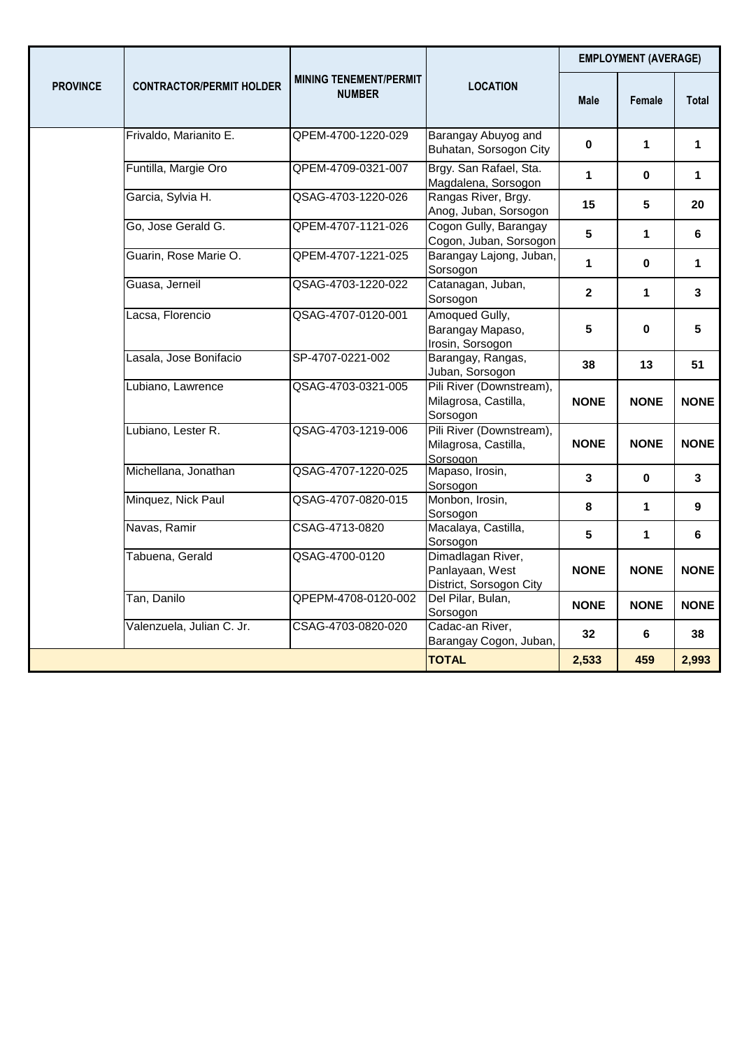| PROVINCE | CONTRACTOR/PERMIT HOLDER | MINING TENEMENT/PERMIT NUMBER | LOCATION | EMPLOYMENT (AVERAGE) | | |
|---|---|---|---|---|---|---|
| | | | | Male | Female | Total |
| | Frivaldo, Marianito E. | QPEM-4700-1220-029 | Barangay Abuyog and Buhatan, Sorsogon City | 0 | 1 | 1 |
| | Funtilla, Margie Oro | QPEM-4709-0321-007 | Brgy. San Rafael, Sta. Magdalena, Sorsogon | 1 | 0 | 1 |
| | Garcia, Sylvia H. | QSAG-4703-1220-026 | Rangas River, Brgy. Anog, Juban, Sorsogon | 15 | 5 | 20 |
| | Go, Jose Gerald G. | QPEM-4707-1121-026 | Cogon Gully, Barangay Cogon, Juban, Sorsogon | 5 | 1 | 6 |
| | Guarin, Rose Marie O. | QPEM-4707-1221-025 | Barangay Lajong, Juban, Sorsogon | 1 | 0 | 1 |
| | Guasa, Jerneil | QSAG-4703-1220-022 | Catanagan, Juban, Sorsogon | 2 | 1 | 3 |
| | Lacsa, Florencio | QSAG-4707-0120-001 | Amoqued Gully, Barangay Mapaso, Irosin, Sorsogon | 5 | 0 | 5 |
| | Lasala, Jose Bonifacio | SP-4707-0221-002 | Barangay, Rangas, Juban, Sorsogon | 38 | 13 | 51 |
| | Lubiano, Lawrence | QSAG-4703-0321-005 | Pili River (Downstream), Milagrosa, Castilla, Sorsogon | NONE | NONE | NONE |
| | Lubiano, Lester R. | QSAG-4703-1219-006 | Pili River (Downstream), Milagrosa, Castilla, Sorsogon | NONE | NONE | NONE |
| | Michellana, Jonathan | QSAG-4707-1220-025 | Mapaso, Irosin, Sorsogon | 3 | 0 | 3 |
| | Minquez, Nick Paul | QSAG-4707-0820-015 | Monbon, Irosin, Sorsogon | 8 | 1 | 9 |
| | Navas, Ramir | CSAG-4713-0820 | Macalaya, Castilla, Sorsogon | 5 | 1 | 6 |
| | Tabuena, Gerald | QSAG-4700-0120 | Dimadlagan River, Panlayaan, West District, Sorsogon City | NONE | NONE | NONE |
| | Tan, Danilo | QPEPM-4708-0120-002 | Del Pilar, Bulan, Sorsogon | NONE | NONE | NONE |
| | Valenzuela, Julian C. Jr. | CSAG-4703-0820-020 | Cadac-an River, Barangay Cogon, Juban, | 32 | 6 | 38 |
| | | | **TOTAL** | **2,533** | **459** | **2,993** |